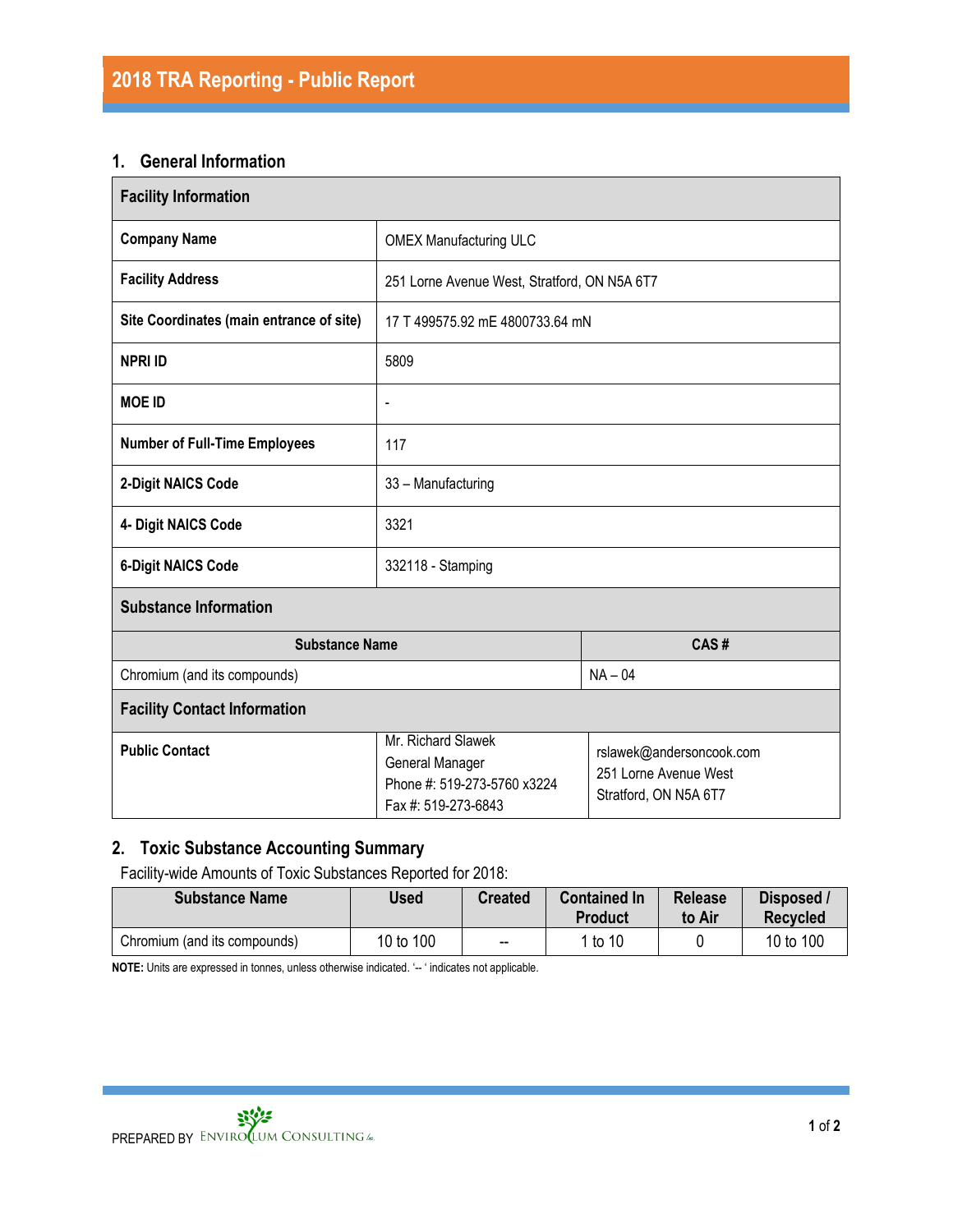# 2018 TRA Reporting - Public Report

## 1. General Information

| Facility Information | |
|---|---|
| **Company Name** | OMEX Manufacturing ULC |
| **Facility Address** | 251 Lorne Avenue West, Stratford, ON N5A 6T7 |
| **Site Coordinates (main entrance of site)** | 17 T 499575.92 mE 4800733.64 mN |
| **NPRI ID** | 5809 |
| **MOE ID** | - |
| **Number of Full-Time Employees** | 117 |
| **2-Digit NAICS Code** | 33 – Manufacturing |
| **4- Digit NAICS Code** | 3321 |
| **6-Digit NAICS Code** | 332118 - Stamping |

**Substance Information**

| Substance Name | CAS # |
|---|---|
| Chromium (and its compounds) | NA – 04 |

**Facility Contact Information**

| | | |
|---|---|---|
| **Public Contact** | Mr. Richard Slawek<br>General Manager<br>Phone #: 519-273-5760 x3224<br>Fax #: 519-273-6843 | rslawek@andersoncook.com<br>251 Lorne Avenue West<br>Stratford, ON N5A 6T7 |

## 2. Toxic Substance Accounting Summary

Facility-wide Amounts of Toxic Substances Reported for 2018:

| Substance Name | Used | Created | Contained In Product | Release to Air | Disposed / Recycled |
|---|---|---|---|---|---|
| Chromium (and its compounds) | 10 to 100 | -- | 1 to 10 | 0 | 10 to 100 |

**NOTE:** Units are expressed in tonnes, unless otherwise indicated. '-- ' indicates not applicable.

PREPARED BY ENVIROCLUM CONSULTING Inc.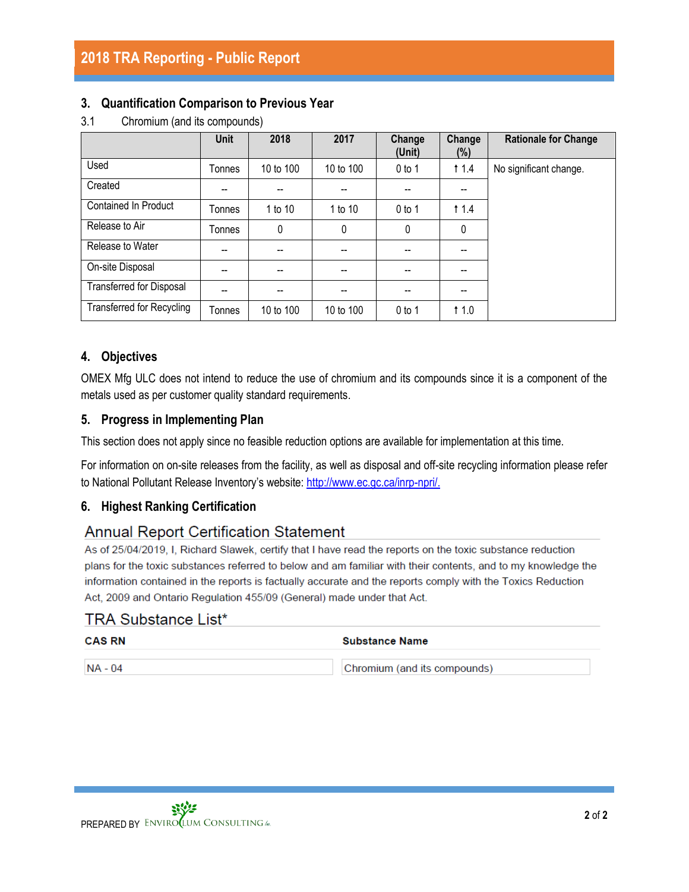## 3. Quantification Comparison to Previous Year

3.1 Chromium (and its compounds)

| | Unit | 2018 | 2017 | Change (Unit) | Change (%) | Rationale for Change |
|---|---|---|---|---|---|---|
| Used | Tonnes | 10 to 100 | 10 to 100 | 0 to 1 | ↑ 1.4 | No significant change. |
| Created | -- | -- | -- | -- | -- | |
| Contained In Product | Tonnes | 1 to 10 | 1 to 10 | 0 to 1 | ↑ 1.4 | |
| Release to Air | Tonnes | 0 | 0 | 0 | 0 | |
| Release to Water | -- | -- | -- | -- | -- | |
| On-site Disposal | -- | -- | -- | -- | -- | |
| Transferred for Disposal | -- | -- | -- | -- | -- | |
| Transferred for Recycling | Tonnes | 10 to 100 | 10 to 100 | 0 to 1 | ↑ 1.0 | |

## 4. Objectives

OMEX Mfg ULC does not intend to reduce the use of chromium and its compounds since it is a component of the metals used as per customer quality standard requirements.

## 5. Progress in Implementing Plan

This section does not apply since no feasible reduction options are available for implementation at this time.

For information on on-site releases from the facility, as well as disposal and off-site recycling information please refer to National Pollutant Release Inventory's website: http://www.ec.gc.ca/inrp-npri/.

## 6. Highest Ranking Certification

### Annual Report Certification Statement

As of 25/04/2019, I, Richard Slawek, certify that I have read the reports on the toxic substance reduction plans for the toxic substances referred to below and am familiar with their contents, and to my knowledge the information contained in the reports is factually accurate and the reports comply with the Toxics Reduction Act, 2009 and Ontario Regulation 455/09 (General) made under that Act.

### TRA Substance List*

| CAS RN | Substance Name |
|---|---|
| NA - 04 | Chromium (and its compounds) |

PREPARED BY ENVIROCLUM CONSULTING Inc.